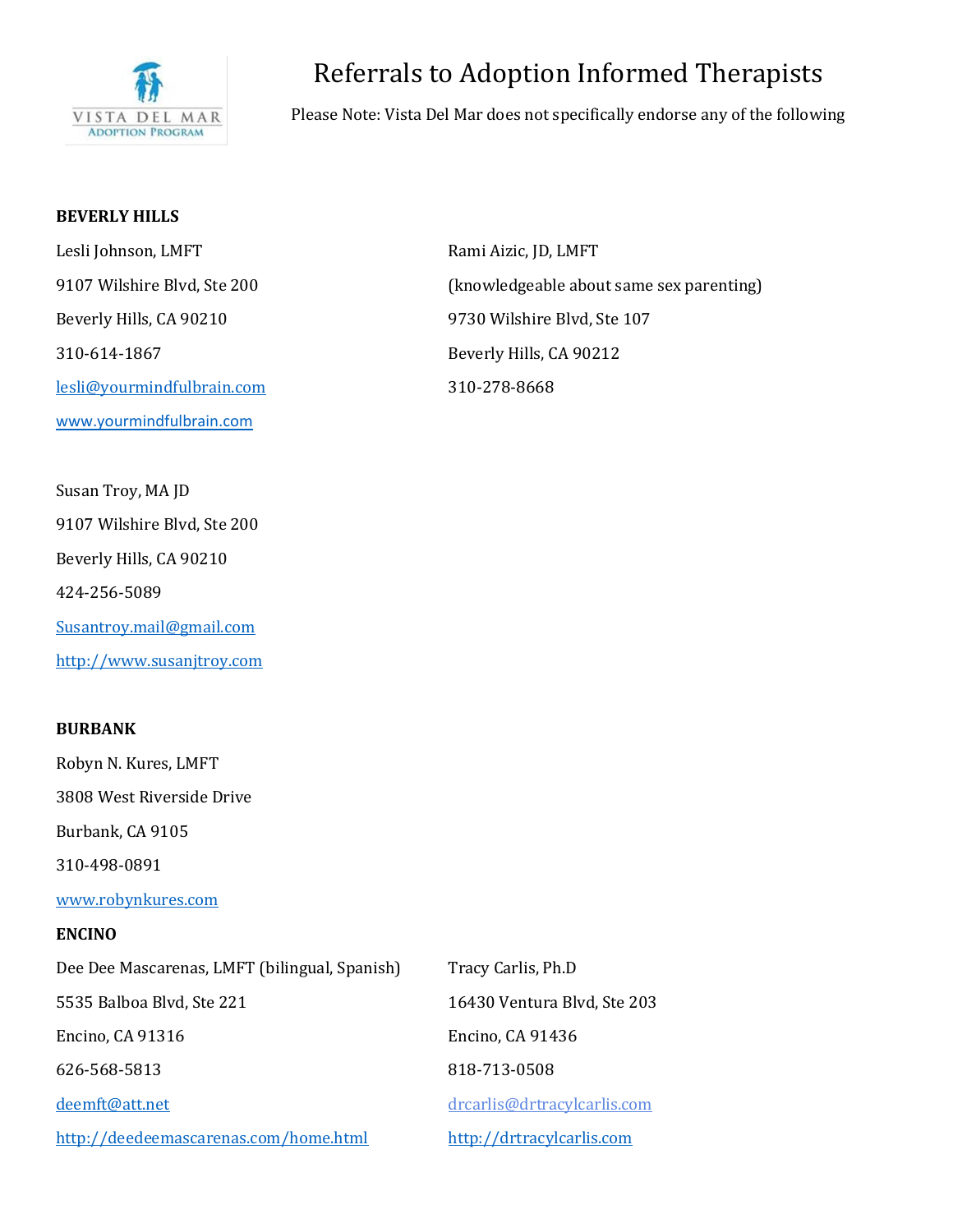# Referrals to Adoption Informed Therapists

Please Note: Vista Del Mar does not specifically endorse any of the following

**BEVERLY HILLS**

Lesli Johnson, LMFT
9107 Wilshire Blvd, Ste 200
Beverly Hills, CA 90210
310-614-1867
lesli@yourmindfulbrain.com
www.yourmindfulbrain.com

Rami Aizic, JD, LMFT
(knowledgeable about same sex parenting)
9730 Wilshire Blvd, Ste 107
Beverly Hills, CA 90212
310-278-8668

Susan Troy, MA JD
9107 Wilshire Blvd, Ste 200
Beverly Hills, CA 90210
424-256-5089
Susantroy.mail@gmail.com
http://www.susanjtroy.com

**BURBANK**

Robyn N. Kures, LMFT
3808 West Riverside Drive
Burbank, CA 9105
310-498-0891
www.robynkures.com

**ENCINO**

Dee Dee Mascarenas, LMFT (bilingual, Spanish)
5535 Balboa Blvd, Ste 221
Encino, CA 91316
626-568-5813
deemft@att.net
http://deedeemascarenas.com/home.html

Tracy Carlis, Ph.D
16430 Ventura Blvd, Ste 203
Encino, CA 91436
818-713-0508
drcarlis@drtracylcarlis.com
http://drtracylcarlis.com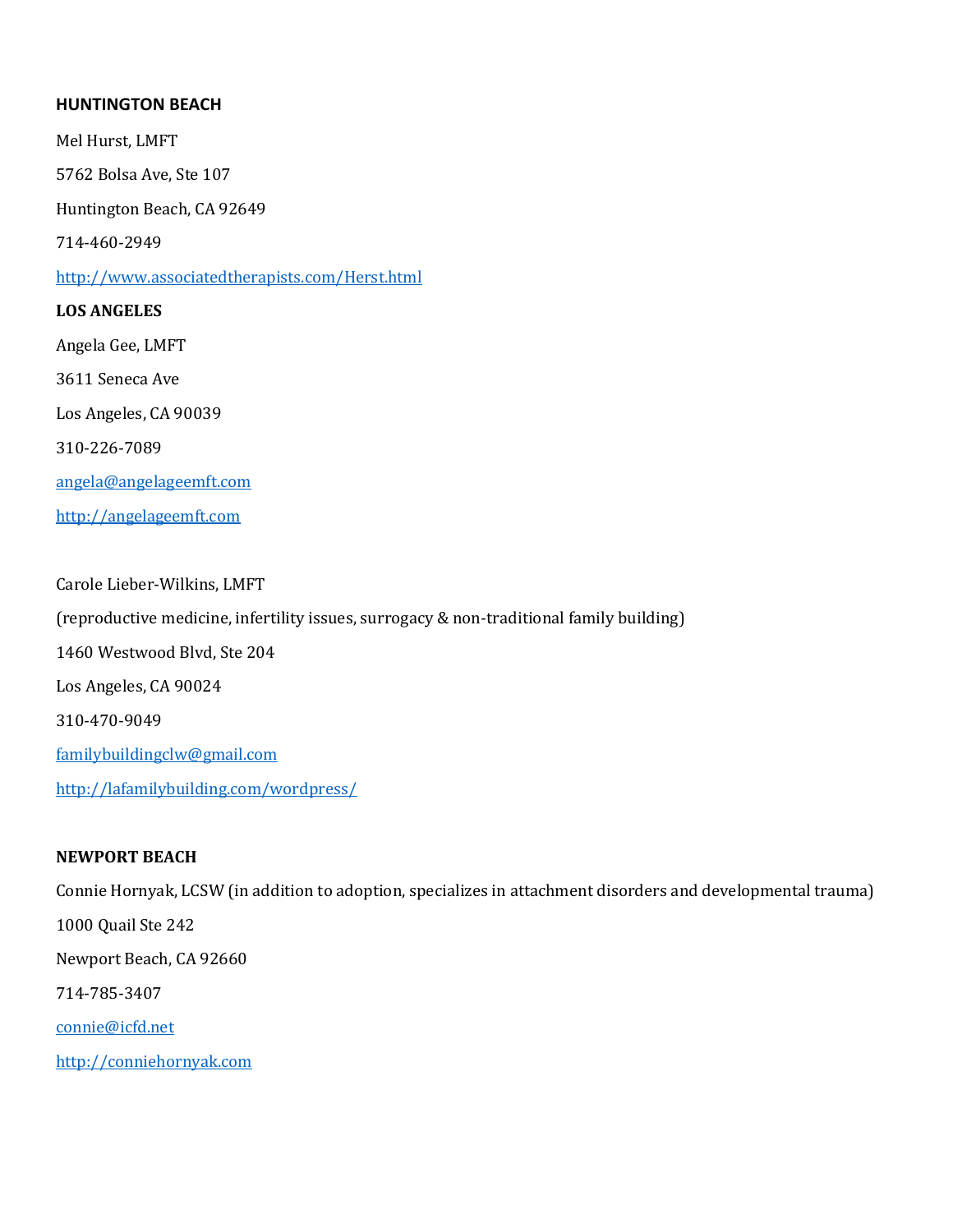**HUNTINGTON BEACH**

Mel Hurst, LMFT

5762 Bolsa Ave, Ste 107

Huntington Beach, CA 92649

714-460-2949

http://www.associatedtherapists.com/Herst.html

**LOS ANGELES**

Angela Gee, LMFT

3611 Seneca Ave

Los Angeles, CA 90039

310-226-7089

angela@angelageemft.com

http://angelageemft.com

Carole Lieber-Wilkins, LMFT

(reproductive medicine, infertility issues, surrogacy & non-traditional family building)

1460 Westwood Blvd, Ste 204

Los Angeles, CA 90024

310-470-9049

familybuildingclw@gmail.com

http://lafamilybuilding.com/wordpress/

**NEWPORT BEACH**

Connie Hornyak, LCSW (in addition to adoption, specializes in attachment disorders and developmental trauma)

1000 Quail Ste 242

Newport Beach, CA 92660

714-785-3407

connie@icfd.net

http://conniehornyak.com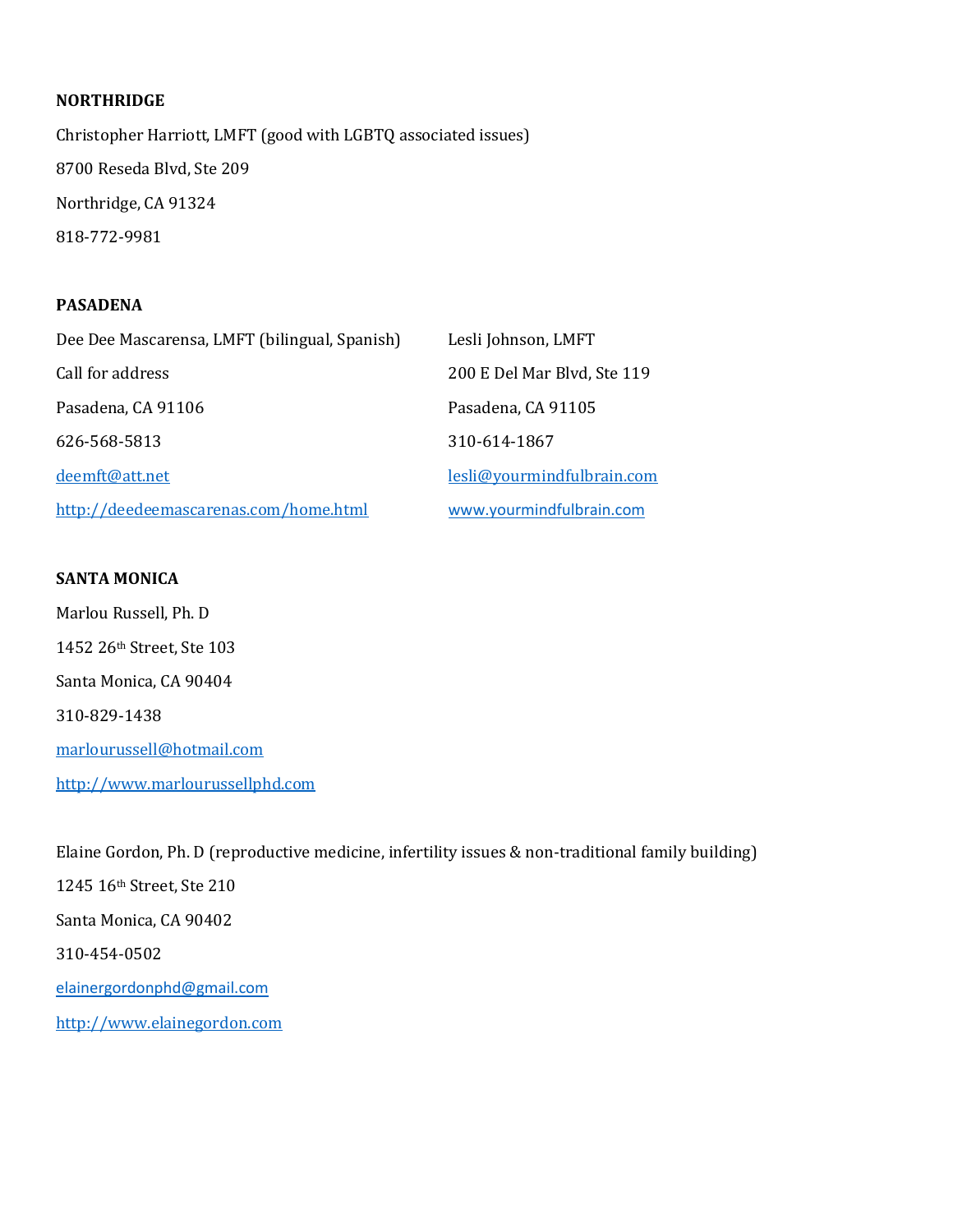**NORTHRIDGE**

Christopher Harriott, LMFT (good with LGBTQ associated issues)

8700 Reseda Blvd, Ste 209

Northridge, CA 91324

818-772-9981

**PASADENA**

Dee Dee Mascarensa, LMFT (bilingual, Spanish)

Call for address

Pasadena, CA 91106

626-568-5813

deemft@att.net

http://deedeemascarenas.com/home.html

Lesli Johnson, LMFT

200 E Del Mar Blvd, Ste 119

Pasadena, CA 91105

310-614-1867

lesli@yourmindfulbrain.com

www.yourmindfulbrain.com

**SANTA MONICA**

Marlou Russell, Ph. D

1452 26th Street, Ste 103

Santa Monica, CA 90404

310-829-1438

marlourussell@hotmail.com

http://www.marlourussellphd.com

Elaine Gordon, Ph. D (reproductive medicine, infertility issues & non-traditional family building)

1245 16th Street, Ste 210

Santa Monica, CA 90402

310-454-0502

elainergordonphd@gmail.com

http://www.elainegordon.com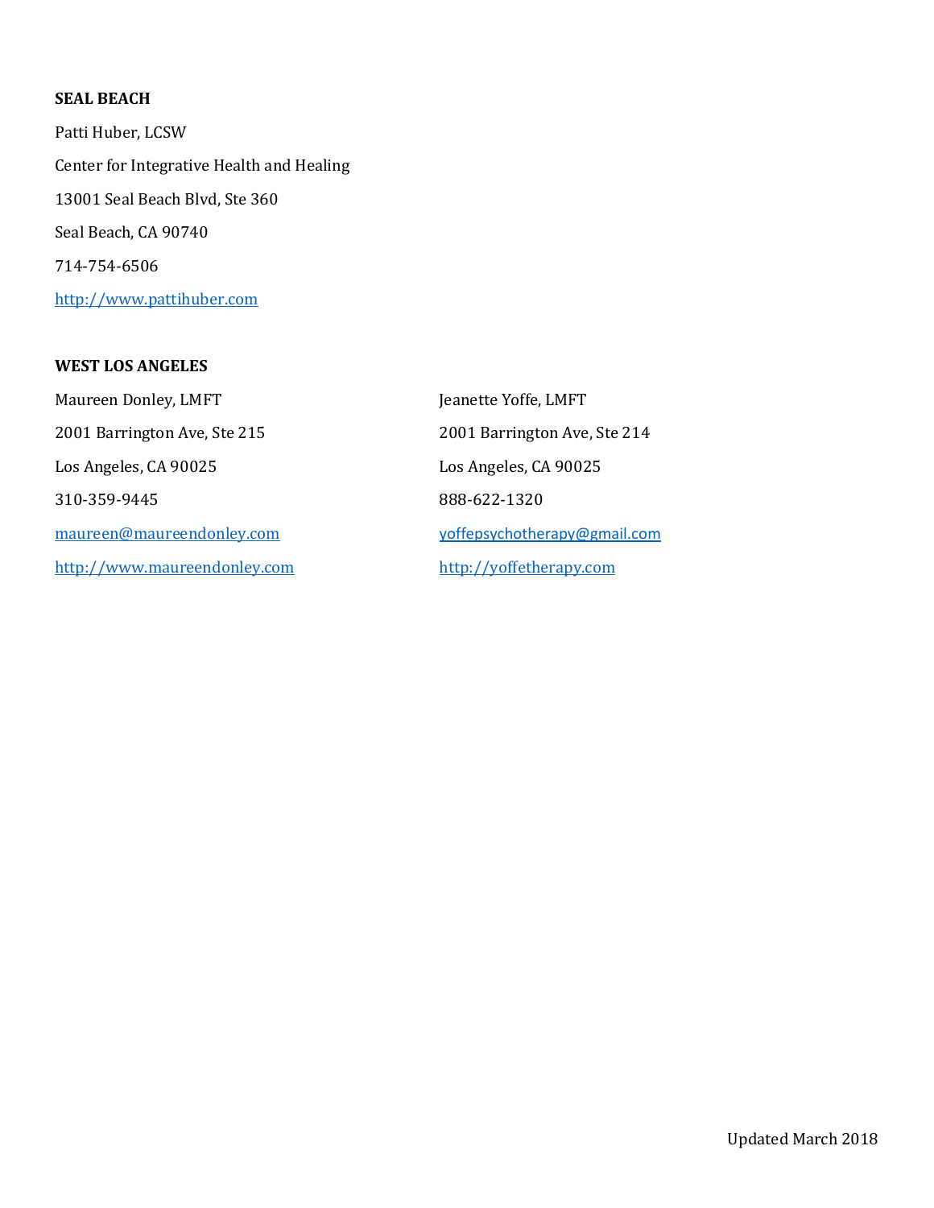**SEAL BEACH**

Patti Huber, LCSW

Center for Integrative Health and Healing

13001 Seal Beach Blvd, Ste 360

Seal Beach, CA 90740

714-754-6506

http://www.pattihuber.com

**WEST LOS ANGELES**

Maureen Donley, LMFT

2001 Barrington Ave, Ste 215

Los Angeles, CA 90025

310-359-9445

maureen@maureendonley.com

http://www.maureendonley.com

Jeanette Yoffe, LMFT

2001 Barrington Ave, Ste 214

Los Angeles, CA 90025

888-622-1320

yoffepsychotherapy@gmail.com

http://yoffetherapy.com

Updated March 2018